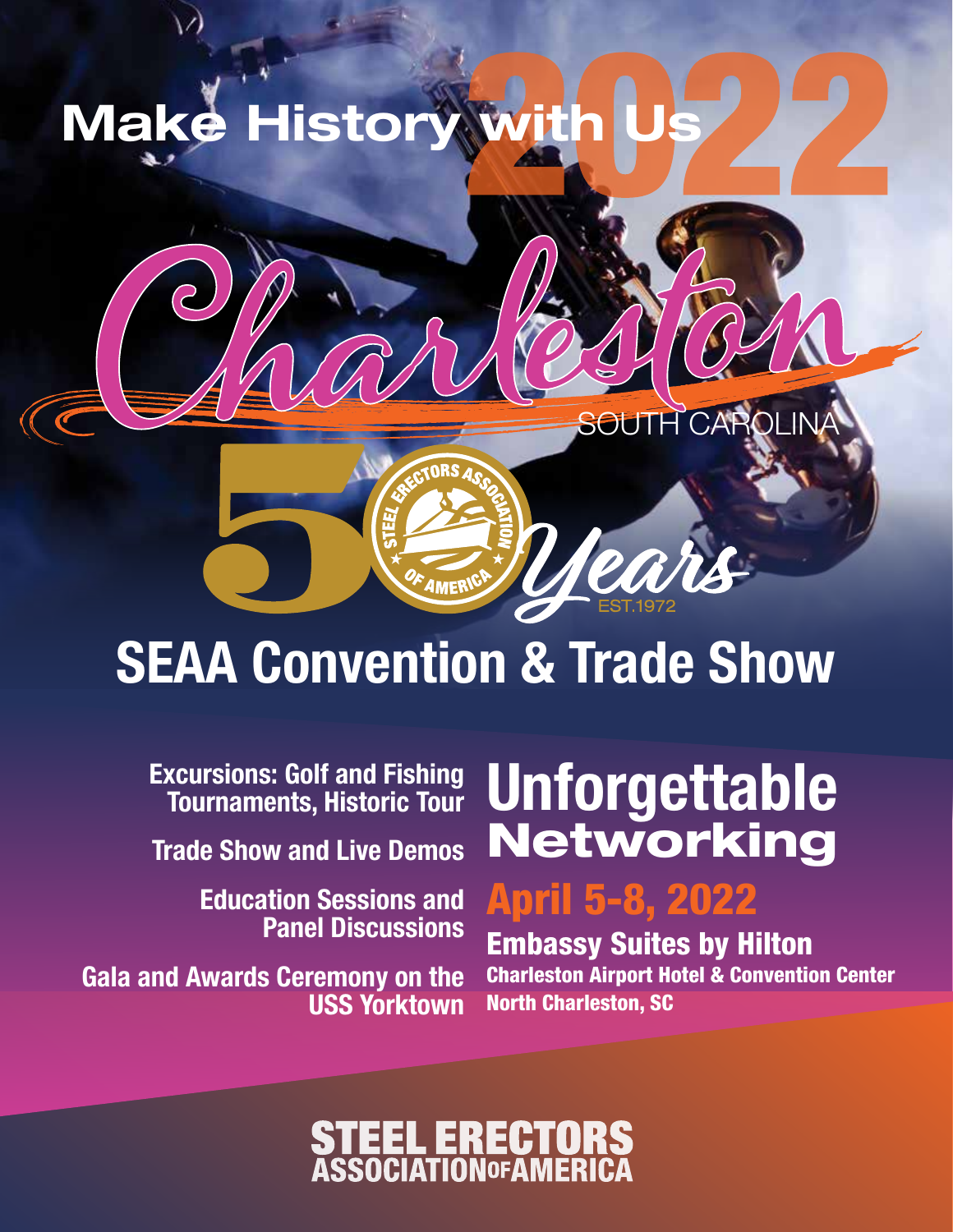# Make History with Us 2022

# Charleston

SOUTH CAROLINA

50 Years

STEEL ERECTORS ASSOCIATION OF AMERICA

EST.1972

# SEAA Convention & Trade Show

**Excursions: Golf and Fishing Tournaments, Historic Tour**

**Trade Show and Live Demos**

**Education Sessions and Panel Discussions**

**Gala and Awards Ceremony on the USS Yorktown**

## Unforgettable Networking

## April 5-8, 2022

**Embassy Suites by Hilton**

**Charleston Airport Hotel & Convention Center**

**North Charleston, SC**

STEEL ERECTORS ASSOCIATION OF AMERICA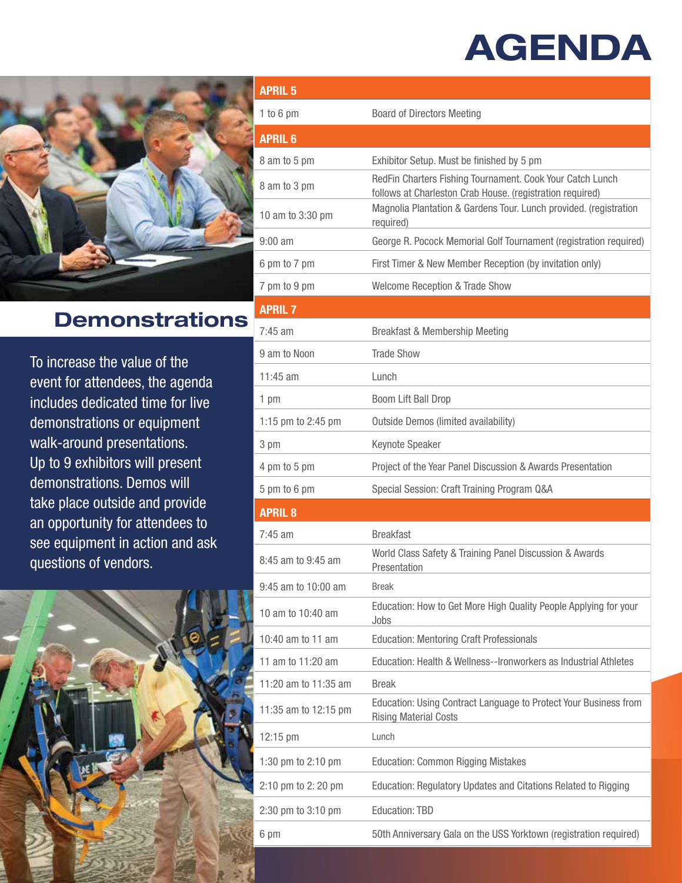# AGENDA

| APRIL 5 | |
|---|---|
| 1 to 6 pm | Board of Directors Meeting |
| **APRIL 6** | |
| 8 am to 5 pm | Exhibitor Setup. Must be finished by 5 pm |
| 8 am to 3 pm | RedFin Charters Fishing Tournament. Cook Your Catch Lunch follows at Charleston Crab House. (registration required) |
| 10 am to 3:30 pm | Magnolia Plantation & Gardens Tour. Lunch provided. (registration required) |
| 9:00 am | George R. Pocock Memorial Golf Tournament (registration required) |
| 6 pm to 7 pm | First Timer & New Member Reception (by invitation only) |
| 7 pm to 9 pm | Welcome Reception & Trade Show |
| **APRIL 7** | |
| 7:45 am | Breakfast & Membership Meeting |
| 9 am to Noon | Trade Show |
| 11:45 am | Lunch |
| 1 pm | Boom Lift Ball Drop |
| 1:15 pm to 2:45 pm | Outside Demos (limited availability) |
| 3 pm | Keynote Speaker |
| 4 pm to 5 pm | Project of the Year Panel Discussion & Awards Presentation |
| 5 pm to 6 pm | Special Session: Craft Training Program Q&A |
| **APRIL 8** | |
| 7:45 am | Breakfast |
| 8:45 am to 9:45 am | World Class Safety & Training Panel Discussion & Awards Presentation |
| 9:45 am to 10:00 am | Break |
| 10 am to 10:40 am | Education: How to Get More High Quality People Applying for your Jobs |
| 10:40 am to 11 am | Education: Mentoring Craft Professionals |
| 11 am to 11:20 am | Education: Health & Wellness--Ironworkers as Industrial Athletes |
| 11:20 am to 11:35 am | Break |
| 11:35 am to 12:15 pm | Education: Using Contract Language to Protect Your Business from Rising Material Costs |
| 12:15 pm | Lunch |
| 1:30 pm to 2:10 pm | Education: Common Rigging Mistakes |
| 2:10 pm to 2: 20 pm | Education: Regulatory Updates and Citations Related to Rigging |
| 2:30 pm to 3:10 pm | Education: TBD |
| 6 pm | 50th Anniversary Gala on the USS Yorktown (registration required) |

## Demonstrations

To increase the value of the event for attendees, the agenda includes dedicated time for live demonstrations or equipment walk-around presentations. Up to 9 exhibitors will present demonstrations. Demos will take place outside and provide an opportunity for attendees to see equipment in action and ask questions of vendors.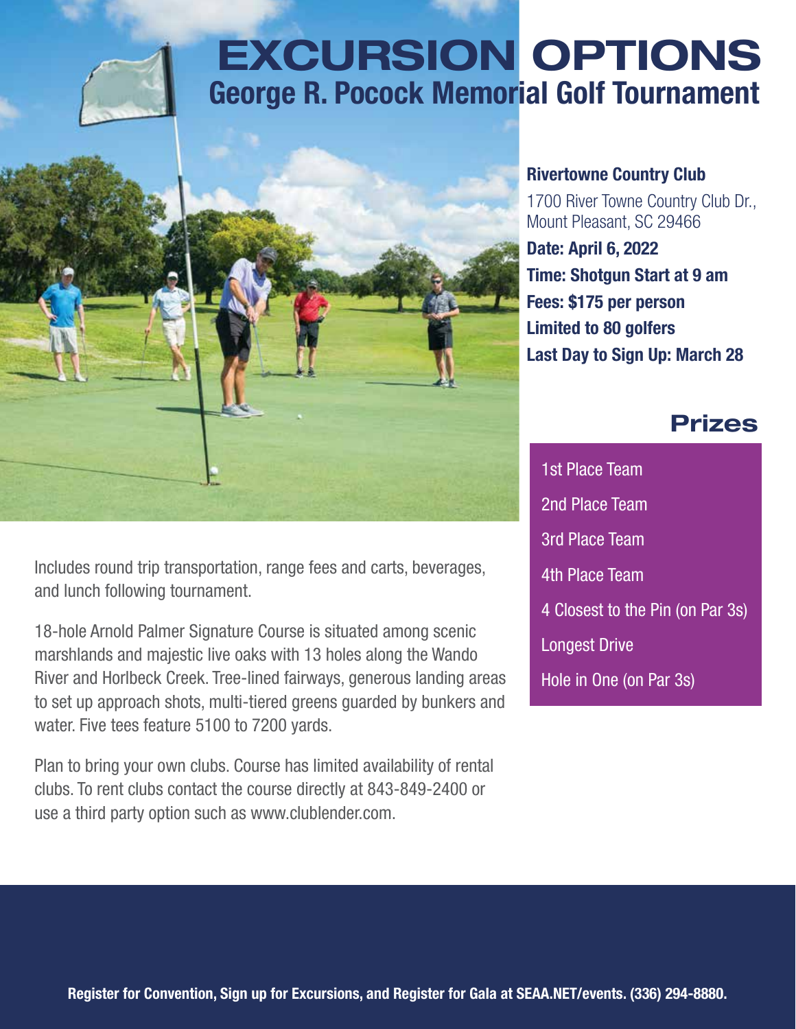# EXCURSION OPTIONS

## George R. Pocock Memorial Golf Tournament

**Rivertowne Country Club**

1700 River Towne Country Club Dr.,
Mount Pleasant, SC 29466

**Date: April 6, 2022**

**Time: Shotgun Start at 9 am**

**Fees: $175 per person**

**Limited to 80 golfers**

**Last Day to Sign Up: March 28**

## Prizes

- 1st Place Team
- 2nd Place Team
- 3rd Place Team
- 4th Place Team
- 4 Closest to the Pin (on Par 3s)
- Longest Drive
- Hole in One (on Par 3s)

Includes round trip transportation, range fees and carts, beverages, and lunch following tournament.

18-hole Arnold Palmer Signature Course is situated among scenic marshlands and majestic live oaks with 13 holes along the Wando River and Horlbeck Creek. Tree-lined fairways, generous landing areas to set up approach shots, multi-tiered greens guarded by bunkers and water. Five tees feature 5100 to 7200 yards.

Plan to bring your own clubs. Course has limited availability of rental clubs. To rent clubs contact the course directly at 843-849-2400 or use a third party option such as www.clublender.com.

**Register for Convention, Sign up for Excursions, and Register for Gala at SEAA.NET/events. (336) 294-8880.**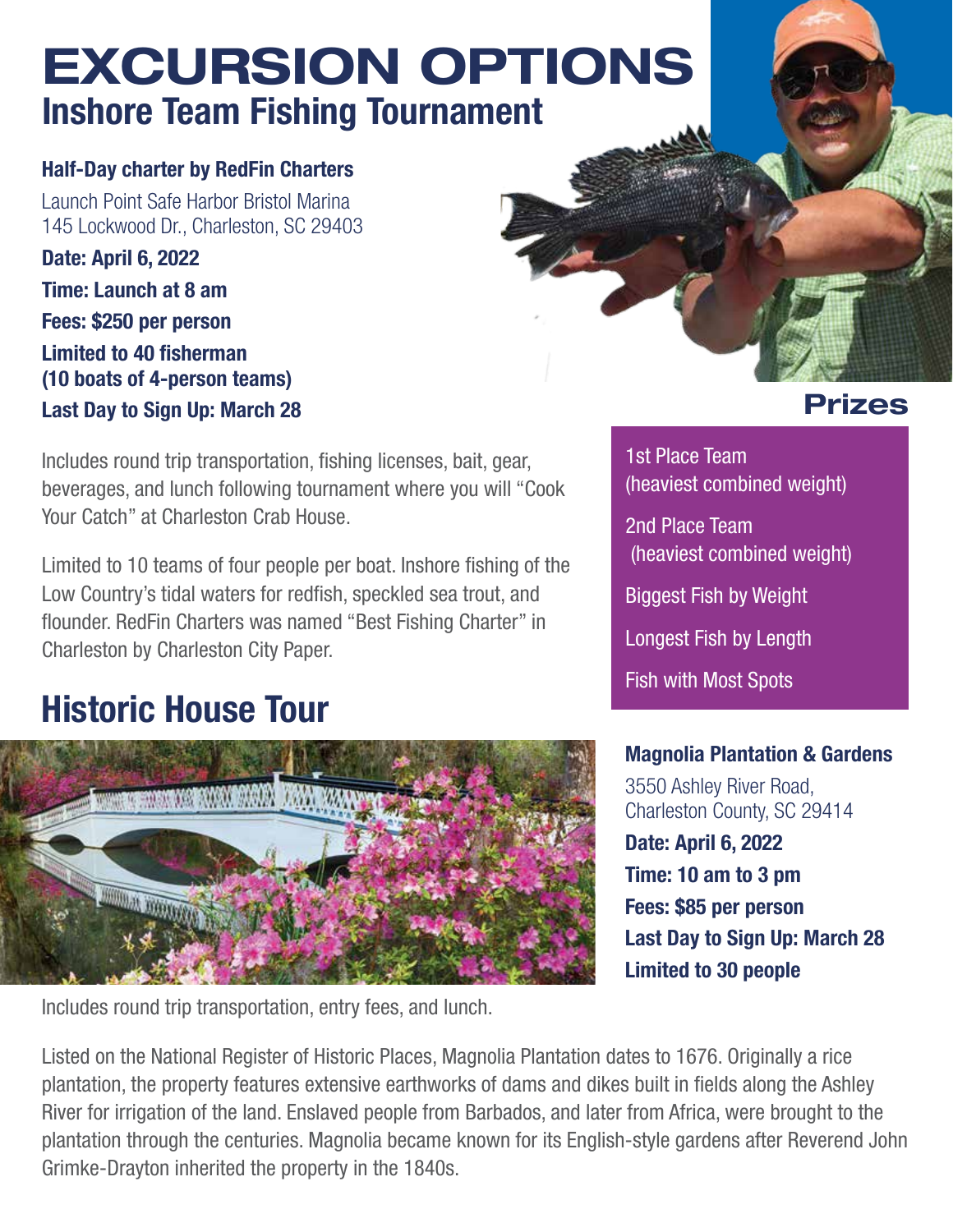# EXCURSION OPTIONS

## Inshore Team Fishing Tournament

**Half-Day charter by RedFin Charters**

Launch Point Safe Harbor Bristol Marina
145 Lockwood Dr., Charleston, SC 29403

**Date: April 6, 2022**

**Time: Launch at 8 am**

**Fees: $250 per person**

**Limited to 40 fisherman (10 boats of 4-person teams)**

**Last Day to Sign Up: March 28**

Includes round trip transportation, fishing licenses, bait, gear, beverages, and lunch following tournament where you will "Cook Your Catch" at Charleston Crab House.

Limited to 10 teams of four people per boat. Inshore fishing of the Low Country's tidal waters for redfish, speckled sea trout, and flounder. RedFin Charters was named "Best Fishing Charter" in Charleston by Charleston City Paper.

### Prizes

1st Place Team (heaviest combined weight)

2nd Place Team (heaviest combined weight)

Biggest Fish by Weight

Longest Fish by Length

Fish with Most Spots

## Historic House Tour

**Magnolia Plantation & Gardens**

3550 Ashley River Road,
Charleston County, SC 29414

**Date: April 6, 2022**

**Time: 10 am to 3 pm**

**Fees: $85 per person**

**Last Day to Sign Up: March 28**

**Limited to 30 people**

Includes round trip transportation, entry fees, and lunch.

Listed on the National Register of Historic Places, Magnolia Plantation dates to 1676. Originally a rice plantation, the property features extensive earthworks of dams and dikes built in fields along the Ashley River for irrigation of the land. Enslaved people from Barbados, and later from Africa, were brought to the plantation through the centuries. Magnolia became known for its English-style gardens after Reverend John Grimke-Drayton inherited the property in the 1840s.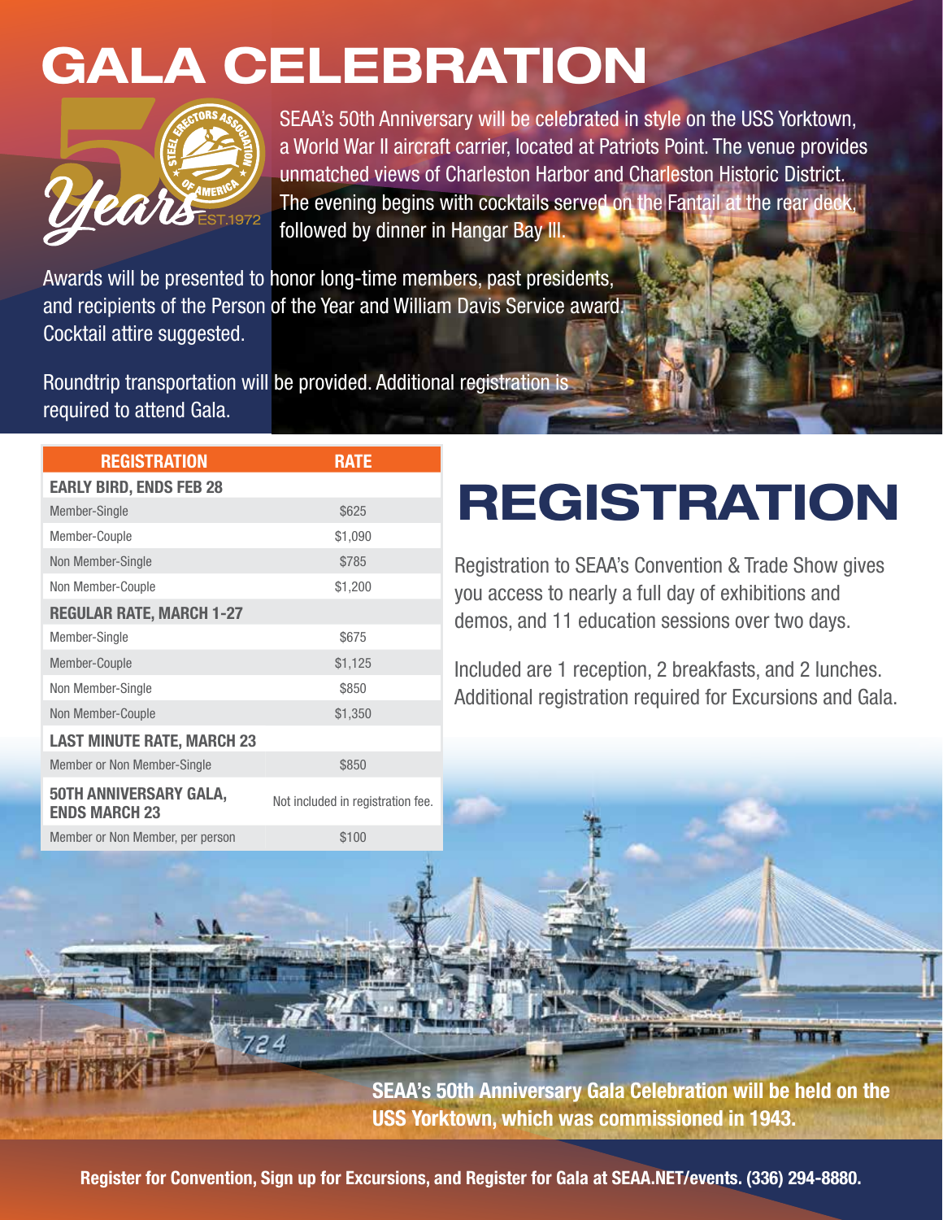# GALA CELEBRATION

SEAA's 50th Anniversary will be celebrated in style on the USS Yorktown, a World War II aircraft carrier, located at Patriots Point. The venue provides unmatched views of Charleston Harbor and Charleston Historic District. The evening begins with cocktails served on the Fantail at the rear deck, followed by dinner in Hangar Bay III.

Awards will be presented to honor long-time members, past presidents, and recipients of the Person of the Year and William Davis Service award. Cocktail attire suggested.

Roundtrip transportation will be provided. Additional registration is required to attend Gala.

| REGISTRATION | RATE |
|---|---|
| **EARLY BIRD, ENDS FEB 28** | |
| Member-Single | $625 |
| Member-Couple | $1,090 |
| Non Member-Single | $785 |
| Non Member-Couple | $1,200 |
| **REGULAR RATE, MARCH 1-27** | |
| Member-Single | $675 |
| Member-Couple | $1,125 |
| Non Member-Single | $850 |
| Non Member-Couple | $1,350 |
| **LAST MINUTE RATE, MARCH 23** | |
| Member or Non Member-Single | $850 |
| **50TH ANNIVERSARY GALA, ENDS MARCH 23** | Not included in registration fee. |
| Member or Non Member, per person | $100 |

# REGISTRATION

Registration to SEAA's Convention & Trade Show gives you access to nearly a full day of exhibitions and demos, and 11 education sessions over two days.

Included are 1 reception, 2 breakfasts, and 2 lunches. Additional registration required for Excursions and Gala.

**SEAA's 50th Anniversary Gala Celebration will be held on the USS Yorktown, which was commissioned in 1943.**

**Register for Convention, Sign up for Excursions, and Register for Gala at SEAA.NET/events. (336) 294-8880.**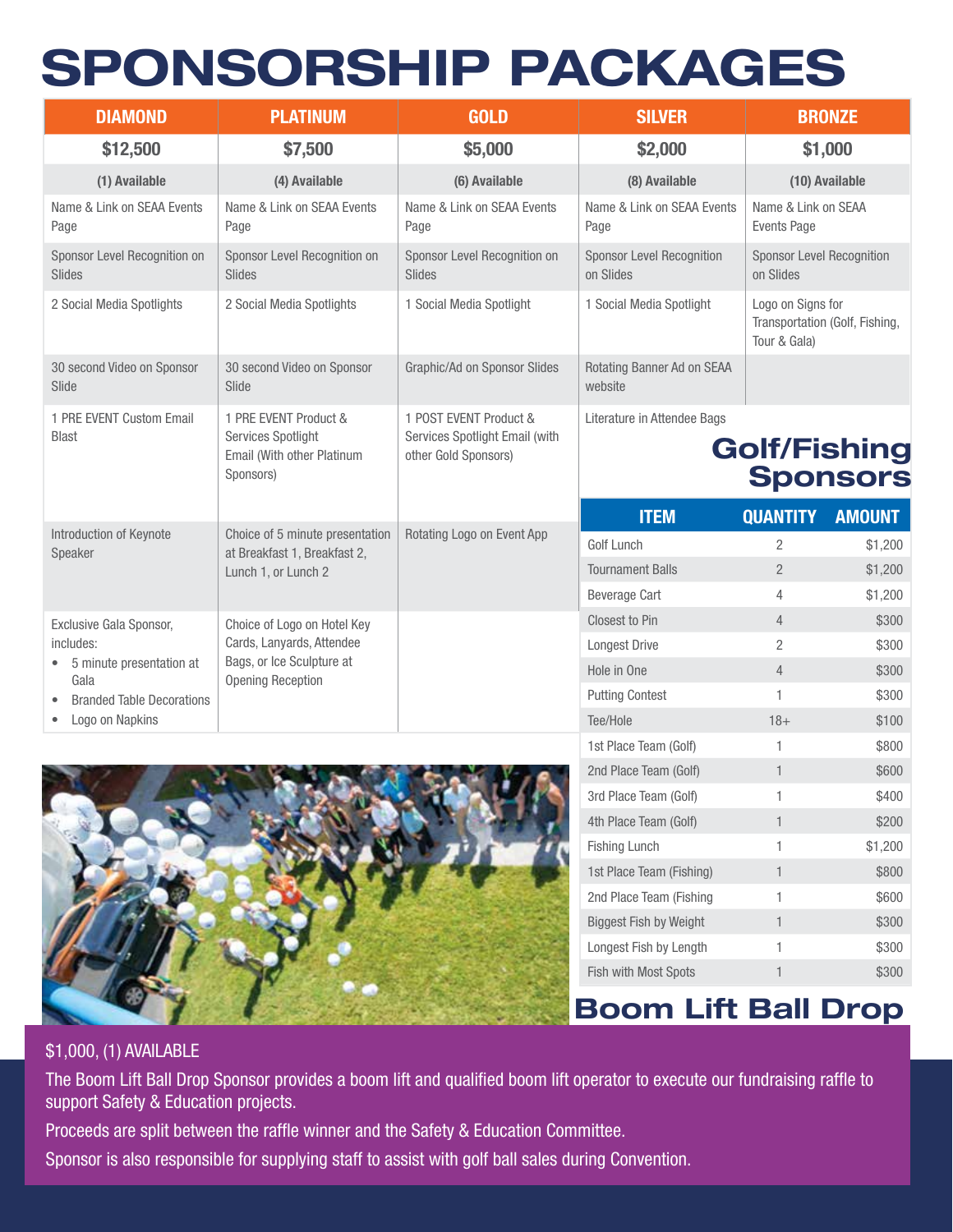# SPONSORSHIP PACKAGES

| DIAMOND | PLATINUM | GOLD | SILVER | BRONZE |
|---|---|---|---|---|
| $12,500 | $7,500 | $5,000 | $2,000 | $1,000 |
| (1) Available | (4) Available | (6) Available | (8) Available | (10) Available |
| Name & Link on SEAA Events Page | Name & Link on SEAA Events Page | Name & Link on SEAA Events Page | Name & Link on SEAA Events Page | Name & Link on SEAA Events Page |
| Sponsor Level Recognition on Slides | Sponsor Level Recognition on Slides | Sponsor Level Recognition on Slides | Sponsor Level Recognition on Slides | Sponsor Level Recognition on Slides |
| 2 Social Media Spotlights | 2 Social Media Spotlights | 1 Social Media Spotlight | 1 Social Media Spotlight | Logo on Signs for Transportation (Golf, Fishing, Tour & Gala) |
| 30 second Video on Sponsor Slide | 30 second Video on Sponsor Slide | Graphic/Ad on Sponsor Slides | Rotating Banner Ad on SEAA website | |
| 1 PRE EVENT Custom Email Blast | 1 PRE EVENT Product & Services Spotlight Email (With other Platinum Sponsors) | 1 POST EVENT Product & Services Spotlight Email (with other Gold Sponsors) | Literature in Attendee Bags | |
| Introduction of Keynote Speaker | Choice of 5 minute presentation at Breakfast 1, Breakfast 2, Lunch 1, or Lunch 2 | Rotating Logo on Event App | | |
| Exclusive Gala Sponsor, includes: • 5 minute presentation at Gala • Branded Table Decorations • Logo on Napkins | Choice of Logo on Hotel Key Cards, Lanyards, Attendee Bags, or Ice Sculpture at Opening Reception | | | |

## Golf/Fishing Sponsors

| ITEM | QUANTITY | AMOUNT |
|---|---|---|
| Golf Lunch | 2 | $1,200 |
| Tournament Balls | 2 | $1,200 |
| Beverage Cart | 4 | $1,200 |
| Closest to Pin | 4 | $300 |
| Longest Drive | 2 | $300 |
| Hole in One | 4 | $300 |
| Putting Contest | 1 | $300 |
| Tee/Hole | 18+ | $100 |
| 1st Place Team (Golf) | 1 | $800 |
| 2nd Place Team (Golf) | 1 | $600 |
| 3rd Place Team (Golf) | 1 | $400 |
| 4th Place Team (Golf) | 1 | $200 |
| Fishing Lunch | 1 | $1,200 |
| 1st Place Team (Fishing) | 1 | $800 |
| 2nd Place Team (Fishing | 1 | $600 |
| Biggest Fish by Weight | 1 | $300 |
| Longest Fish by Length | 1 | $300 |
| Fish with Most Spots | 1 | $300 |

## Boom Lift Ball Drop

$1,000, (1) AVAILABLE

The Boom Lift Ball Drop Sponsor provides a boom lift and qualified boom lift operator to execute our fundraising raffle to support Safety & Education projects.

Proceeds are split between the raffle winner and the Safety & Education Committee.

Sponsor is also responsible for supplying staff to assist with golf ball sales during Convention.